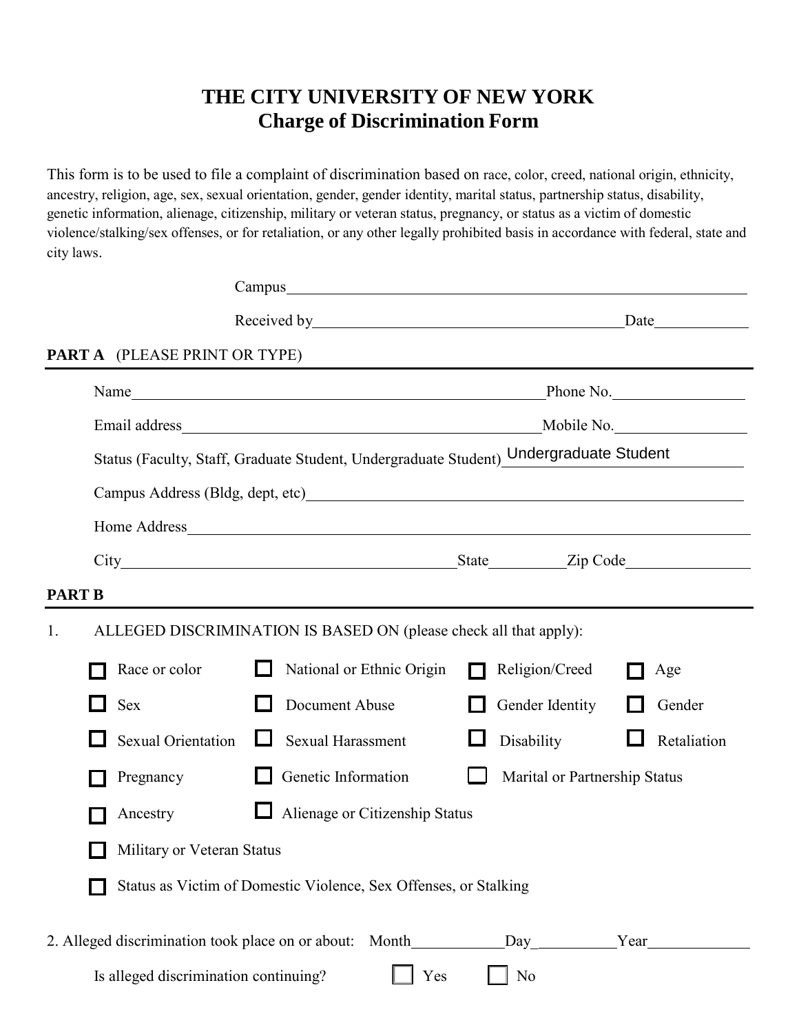# THE CITY UNIVERSITY OF NEW YORK
## Charge of Discrimination Form

This form is to be used to file a complaint of discrimination based on race, color, creed, national origin, ethnicity, ancestry, religion, age, sex, sexual orientation, gender, gender identity, marital status, partnership status, disability, genetic information, alienage, citizenship, military or veteran status, pregnancy, or status as a victim of domestic violence/stalking/sex offenses, or for retaliation, or any other legally prohibited basis in accordance with federal, state and city laws.

Campus \_\_\_\_\_\_\_\_\_\_\_\_\_\_\_\_\_\_\_\_

Received by \_\_\_\_\_\_\_\_\_\_\_\_\_\_\_\_\_\_\_\_ Date \_\_\_\_\_\_\_\_\_\_

**PART A** (PLEASE PRINT OR TYPE)

Name \_\_\_\_\_\_\_\_\_\_\_\_\_\_\_\_\_\_\_\_ Phone No. \_\_\_\_\_\_\_\_\_\_

Email address \_\_\_\_\_\_\_\_\_\_\_\_\_\_\_\_\_\_\_\_ Mobile No. \_\_\_\_\_\_\_\_\_\_

Status (Faculty, Staff, Graduate Student, Undergraduate Student) Undergraduate Student

Campus Address (Bldg, dept, etc) \_\_\_\_\_\_\_\_\_\_\_\_\_\_\_\_\_\_\_\_

Home Address \_\_\_\_\_\_\_\_\_\_\_\_\_\_\_\_\_\_\_\_

City \_\_\_\_\_\_\_\_\_\_\_\_\_\_\_\_\_\_\_\_ State \_\_\_\_\_\_\_\_\_\_ Zip Code \_\_\_\_\_\_\_\_\_\_

**PART B**

1. ALLEGED DISCRIMINATION IS BASED ON (please check all that apply):

☐ Race or color ☐ National or Ethnic Origin ☐ Religion/Creed ☐ Age

☐ Sex ☐ Document Abuse ☐ Gender Identity ☐ Gender

☐ Sexual Orientation ☐ Sexual Harassment ☐ Disability ☐ Retaliation

☐ Pregnancy ☐ Genetic Information ☐ Marital or Partnership Status

☐ Ancestry ☐ Alienage or Citizenship Status

☐ Military or Veteran Status

☐ Status as Victim of Domestic Violence, Sex Offenses, or Stalking

2. Alleged discrimination took place on or about: Month \_\_\_\_\_\_\_\_\_\_ Day \_\_\_\_\_\_\_\_\_\_ Year \_\_\_\_\_\_\_\_\_\_

Is alleged discrimination continuing? ☐ Yes ☐ No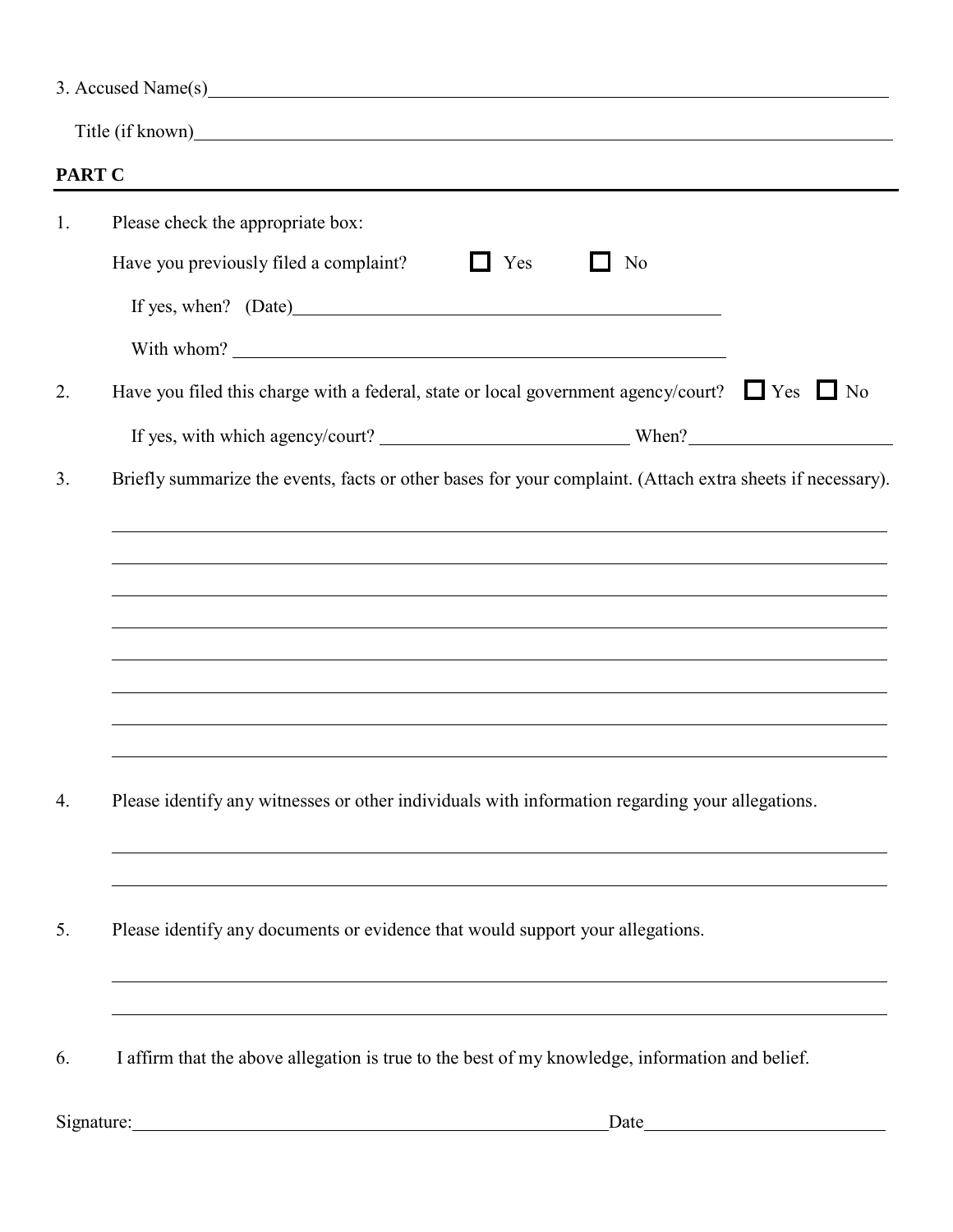3. Accused Name(s)\_\_\_\_\_\_\_\_\_\_\_\_\_\_\_\_\_\_\_\_\_\_\_\_\_\_\_\_\_\_\_\_\_\_\_\_\_\_\_\_\_\_\_\_

Title (if known)\_\_\_\_\_\_\_\_\_\_\_\_\_\_\_\_\_\_\_\_\_\_\_\_\_\_\_\_\_\_\_\_\_\_\_\_\_\_\_\_\_\_\_\_

## PART C

1. Please check the appropriate box:

   Have you previously filed a complaint? ☐ Yes ☐ No

   If yes, when? (Date)\_\_\_\_\_\_\_\_\_\_\_\_\_\_\_\_\_\_\_\_\_\_\_\_\_\_\_\_\_\_

   With whom? \_\_\_\_\_\_\_\_\_\_\_\_\_\_\_\_\_\_\_\_\_\_\_\_\_\_\_\_\_\_

2. Have you filed this charge with a federal, state or local government agency/court? ☐ Yes ☐ No

   If yes, with which agency/court? \_\_\_\_\_\_\_\_\_\_\_\_\_\_\_\_\_\_\_\_ When?\_\_\_\_\_\_\_\_\_\_\_\_\_\_\_\_

3. Briefly summarize the events, facts or other bases for your complaint. (Attach extra sheets if necessary).

   \_\_\_\_\_\_\_\_\_\_\_\_\_\_\_\_\_\_\_\_\_\_\_\_\_\_\_\_\_\_\_\_\_\_\_\_\_\_\_\_\_\_\_\_\_\_\_\_\_\_\_\_\_\_\_\_\_\_\_\_

   \_\_\_\_\_\_\_\_\_\_\_\_\_\_\_\_\_\_\_\_\_\_\_\_\_\_\_\_\_\_\_\_\_\_\_\_\_\_\_\_\_\_\_\_\_\_\_\_\_\_\_\_\_\_\_\_\_\_\_\_

   \_\_\_\_\_\_\_\_\_\_\_\_\_\_\_\_\_\_\_\_\_\_\_\_\_\_\_\_\_\_\_\_\_\_\_\_\_\_\_\_\_\_\_\_\_\_\_\_\_\_\_\_\_\_\_\_\_\_\_\_

   \_\_\_\_\_\_\_\_\_\_\_\_\_\_\_\_\_\_\_\_\_\_\_\_\_\_\_\_\_\_\_\_\_\_\_\_\_\_\_\_\_\_\_\_\_\_\_\_\_\_\_\_\_\_\_\_\_\_\_\_

   \_\_\_\_\_\_\_\_\_\_\_\_\_\_\_\_\_\_\_\_\_\_\_\_\_\_\_\_\_\_\_\_\_\_\_\_\_\_\_\_\_\_\_\_\_\_\_\_\_\_\_\_\_\_\_\_\_\_\_\_

   \_\_\_\_\_\_\_\_\_\_\_\_\_\_\_\_\_\_\_\_\_\_\_\_\_\_\_\_\_\_\_\_\_\_\_\_\_\_\_\_\_\_\_\_\_\_\_\_\_\_\_\_\_\_\_\_\_\_\_\_

   \_\_\_\_\_\_\_\_\_\_\_\_\_\_\_\_\_\_\_\_\_\_\_\_\_\_\_\_\_\_\_\_\_\_\_\_\_\_\_\_\_\_\_\_\_\_\_\_\_\_\_\_\_\_\_\_\_\_\_\_

   \_\_\_\_\_\_\_\_\_\_\_\_\_\_\_\_\_\_\_\_\_\_\_\_\_\_\_\_\_\_\_\_\_\_\_\_\_\_\_\_\_\_\_\_\_\_\_\_\_\_\_\_\_\_\_\_\_\_\_\_

4. Please identify any witnesses or other individuals with information regarding your allegations.

   \_\_\_\_\_\_\_\_\_\_\_\_\_\_\_\_\_\_\_\_\_\_\_\_\_\_\_\_\_\_\_\_\_\_\_\_\_\_\_\_\_\_\_\_\_\_\_\_\_\_\_\_\_\_\_\_\_\_\_\_

   \_\_\_\_\_\_\_\_\_\_\_\_\_\_\_\_\_\_\_\_\_\_\_\_\_\_\_\_\_\_\_\_\_\_\_\_\_\_\_\_\_\_\_\_\_\_\_\_\_\_\_\_\_\_\_\_\_\_\_\_

5. Please identify any documents or evidence that would support your allegations.

   \_\_\_\_\_\_\_\_\_\_\_\_\_\_\_\_\_\_\_\_\_\_\_\_\_\_\_\_\_\_\_\_\_\_\_\_\_\_\_\_\_\_\_\_\_\_\_\_\_\_\_\_\_\_\_\_\_\_\_\_

   \_\_\_\_\_\_\_\_\_\_\_\_\_\_\_\_\_\_\_\_\_\_\_\_\_\_\_\_\_\_\_\_\_\_\_\_\_\_\_\_\_\_\_\_\_\_\_\_\_\_\_\_\_\_\_\_\_\_\_\_

6. I affirm that the above allegation is true to the best of my knowledge, information and belief.

Signature:\_\_\_\_\_\_\_\_\_\_\_\_\_\_\_\_\_\_\_\_\_\_\_\_\_\_\_\_\_\_\_\_\_\_\_\_Date\_\_\_\_\_\_\_\_\_\_\_\_\_\_\_\_\_\_